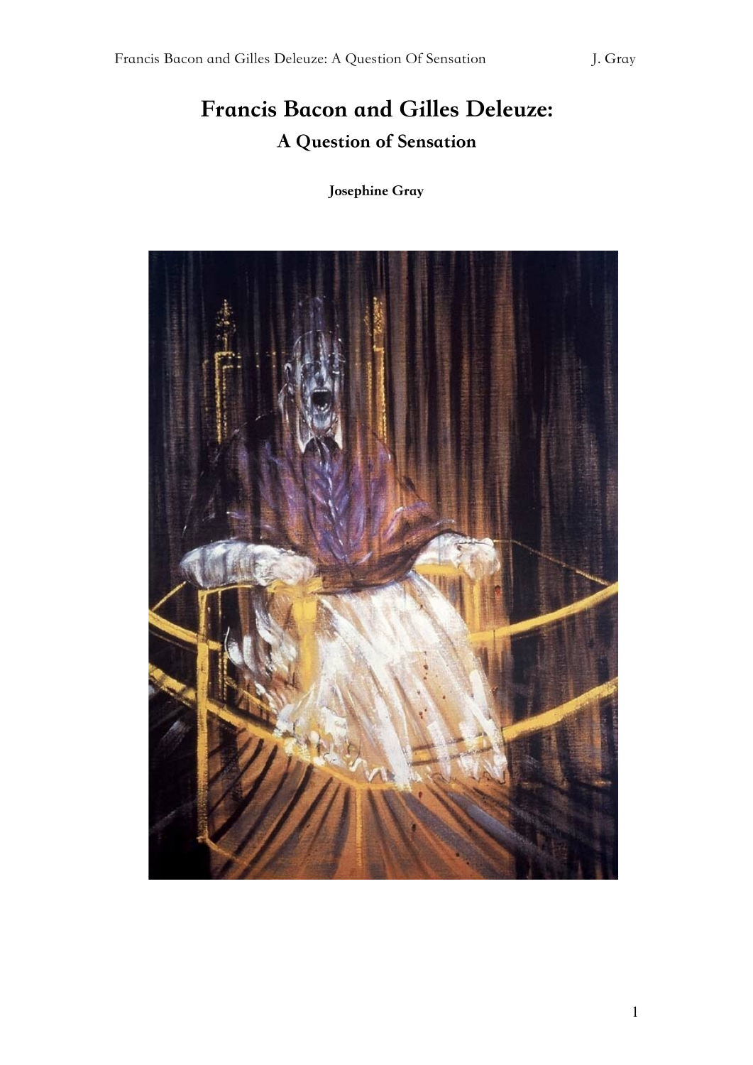# Francis Bacon and Gilles Deleuze:

## A Question of Sensation

**Josephine Gray**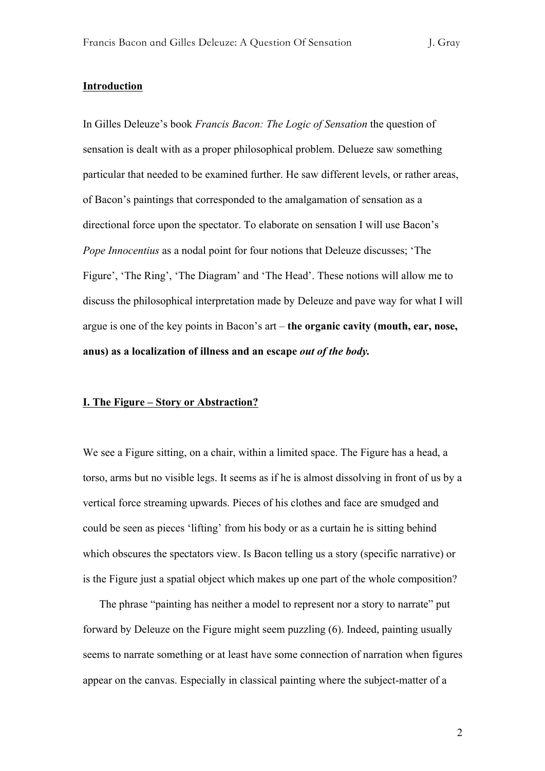**Introduction**

In Gilles Deleuze's book *Francis Bacon: The Logic of Sensation* the question of sensation is dealt with as a proper philosophical problem. Delueze saw something particular that needed to be examined further. He saw different levels, or rather areas, of Bacon's paintings that corresponded to the amalgamation of sensation as a directional force upon the spectator. To elaborate on sensation I will use Bacon's *Pope Innocentius* as a nodal point for four notions that Deleuze discusses; 'The Figure', 'The Ring', 'The Diagram' and 'The Head'. These notions will allow me to discuss the philosophical interpretation made by Deleuze and pave way for what I will argue is one of the key points in Bacon's art – **the organic cavity (mouth, ear, nose, anus) as a localization of illness and an escape *out of the body.***

**I. The Figure – Story or Abstraction?**

We see a Figure sitting, on a chair, within a limited space. The Figure has a head, a torso, arms but no visible legs. It seems as if he is almost dissolving in front of us by a vertical force streaming upwards. Pieces of his clothes and face are smudged and could be seen as pieces 'lifting' from his body or as a curtain he is sitting behind which obscures the spectators view. Is Bacon telling us a story (specific narrative) or is the Figure just a spatial object which makes up one part of the whole composition?

The phrase "painting has neither a model to represent nor a story to narrate" put forward by Deleuze on the Figure might seem puzzling (6). Indeed, painting usually seems to narrate something or at least have some connection of narration when figures appear on the canvas. Especially in classical painting where the subject-matter of a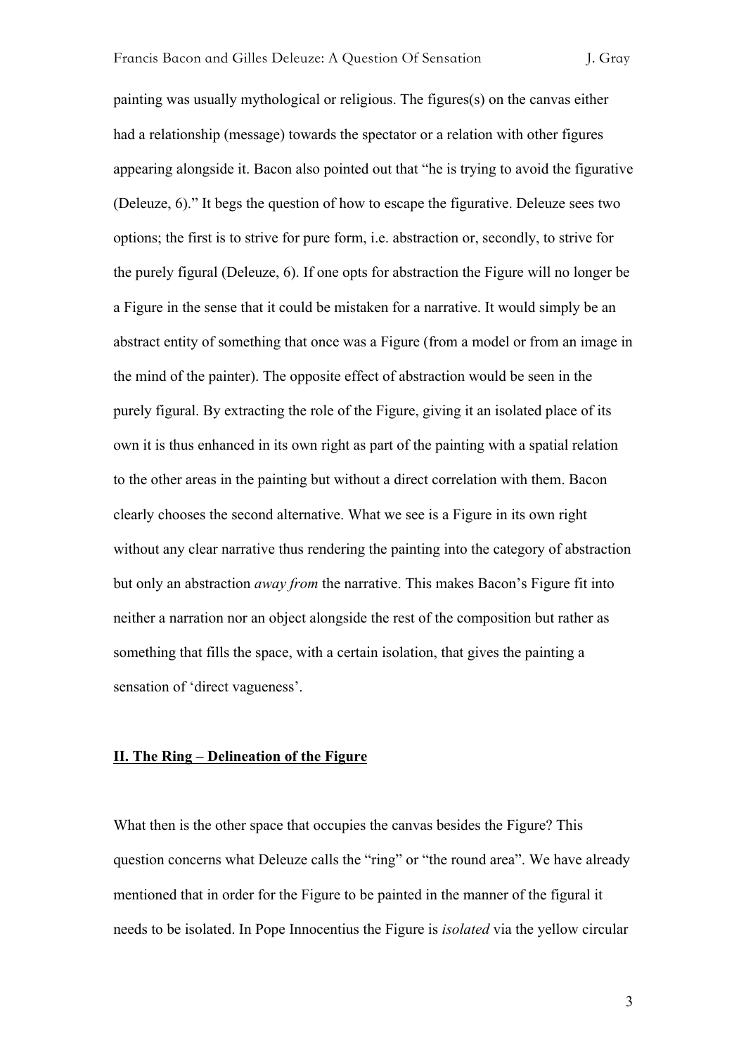painting was usually mythological or religious. The figures(s) on the canvas either had a relationship (message) towards the spectator or a relation with other figures appearing alongside it. Bacon also pointed out that "he is trying to avoid the figurative (Deleuze, 6)." It begs the question of how to escape the figurative. Deleuze sees two options; the first is to strive for pure form, i.e. abstraction or, secondly, to strive for the purely figural (Deleuze, 6). If one opts for abstraction the Figure will no longer be a Figure in the sense that it could be mistaken for a narrative. It would simply be an abstract entity of something that once was a Figure (from a model or from an image in the mind of the painter). The opposite effect of abstraction would be seen in the purely figural. By extracting the role of the Figure, giving it an isolated place of its own it is thus enhanced in its own right as part of the painting with a spatial relation to the other areas in the painting but without a direct correlation with them. Bacon clearly chooses the second alternative. What we see is a Figure in its own right without any clear narrative thus rendering the painting into the category of abstraction but only an abstraction *away from* the narrative. This makes Bacon's Figure fit into neither a narration nor an object alongside the rest of the composition but rather as something that fills the space, with a certain isolation, that gives the painting a sensation of 'direct vagueness'.

## II. The Ring – Delineation of the Figure

What then is the other space that occupies the canvas besides the Figure? This question concerns what Deleuze calls the "ring" or "the round area". We have already mentioned that in order for the Figure to be painted in the manner of the figural it needs to be isolated. In Pope Innocentius the Figure is *isolated* via the yellow circular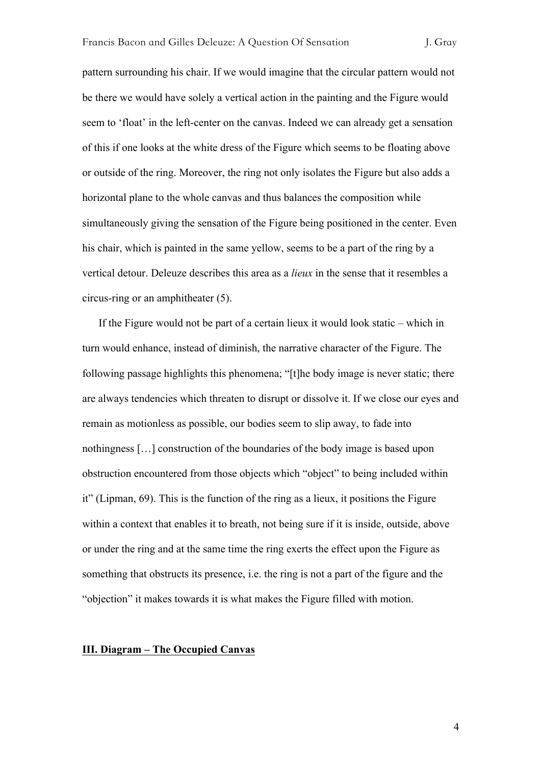pattern surrounding his chair. If we would imagine that the circular pattern would not be there we would have solely a vertical action in the painting and the Figure would seem to 'float' in the left-center on the canvas. Indeed we can already get a sensation of this if one looks at the white dress of the Figure which seems to be floating above or outside of the ring. Moreover, the ring not only isolates the Figure but also adds a horizontal plane to the whole canvas and thus balances the composition while simultaneously giving the sensation of the Figure being positioned in the center. Even his chair, which is painted in the same yellow, seems to be a part of the ring by a vertical detour. Deleuze describes this area as a *lieux* in the sense that it resembles a circus-ring or an amphitheater (5).

If the Figure would not be part of a certain lieux it would look static – which in turn would enhance, instead of diminish, the narrative character of the Figure. The following passage highlights this phenomena; "[t]he body image is never static; there are always tendencies which threaten to disrupt or dissolve it. If we close our eyes and remain as motionless as possible, our bodies seem to slip away, to fade into nothingness […] construction of the boundaries of the body image is based upon obstruction encountered from those objects which "object" to being included within it" (Lipman, 69). This is the function of the ring as a lieux, it positions the Figure within a context that enables it to breath, not being sure if it is inside, outside, above or under the ring and at the same time the ring exerts the effect upon the Figure as something that obstructs its presence, i.e. the ring is not a part of the figure and the "objection" it makes towards it is what makes the Figure filled with motion.

## III. Diagram – The Occupied Canvas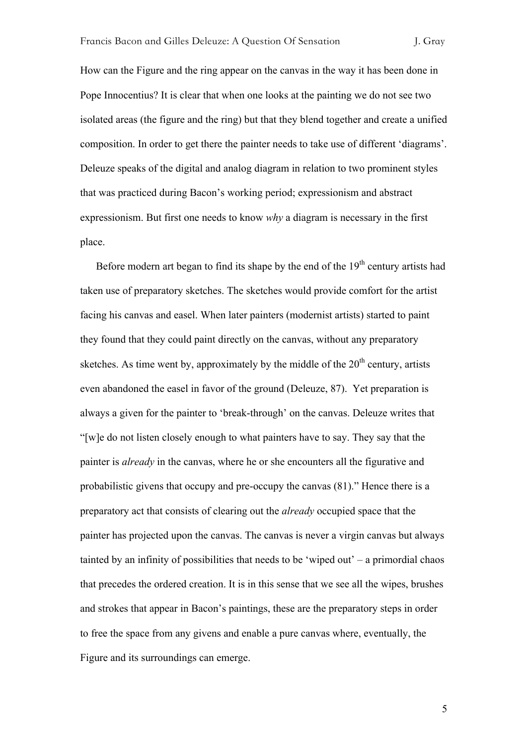How can the Figure and the ring appear on the canvas in the way it has been done in Pope Innocentius? It is clear that when one looks at the painting we do not see two isolated areas (the figure and the ring) but that they blend together and create a unified composition. In order to get there the painter needs to take use of different 'diagrams'. Deleuze speaks of the digital and analog diagram in relation to two prominent styles that was practiced during Bacon's working period; expressionism and abstract expressionism. But first one needs to know *why* a diagram is necessary in the first place.

Before modern art began to find its shape by the end of the 19th century artists had taken use of preparatory sketches. The sketches would provide comfort for the artist facing his canvas and easel. When later painters (modernist artists) started to paint they found that they could paint directly on the canvas, without any preparatory sketches. As time went by, approximately by the middle of the 20th century, artists even abandoned the easel in favor of the ground (Deleuze, 87). Yet preparation is always a given for the painter to 'break-through' on the canvas. Deleuze writes that "[w]e do not listen closely enough to what painters have to say. They say that the painter is *already* in the canvas, where he or she encounters all the figurative and probabilistic givens that occupy and pre-occupy the canvas (81)." Hence there is a preparatory act that consists of clearing out the *already* occupied space that the painter has projected upon the canvas. The canvas is never a virgin canvas but always tainted by an infinity of possibilities that needs to be 'wiped out' – a primordial chaos that precedes the ordered creation. It is in this sense that we see all the wipes, brushes and strokes that appear in Bacon's paintings, these are the preparatory steps in order to free the space from any givens and enable a pure canvas where, eventually, the Figure and its surroundings can emerge.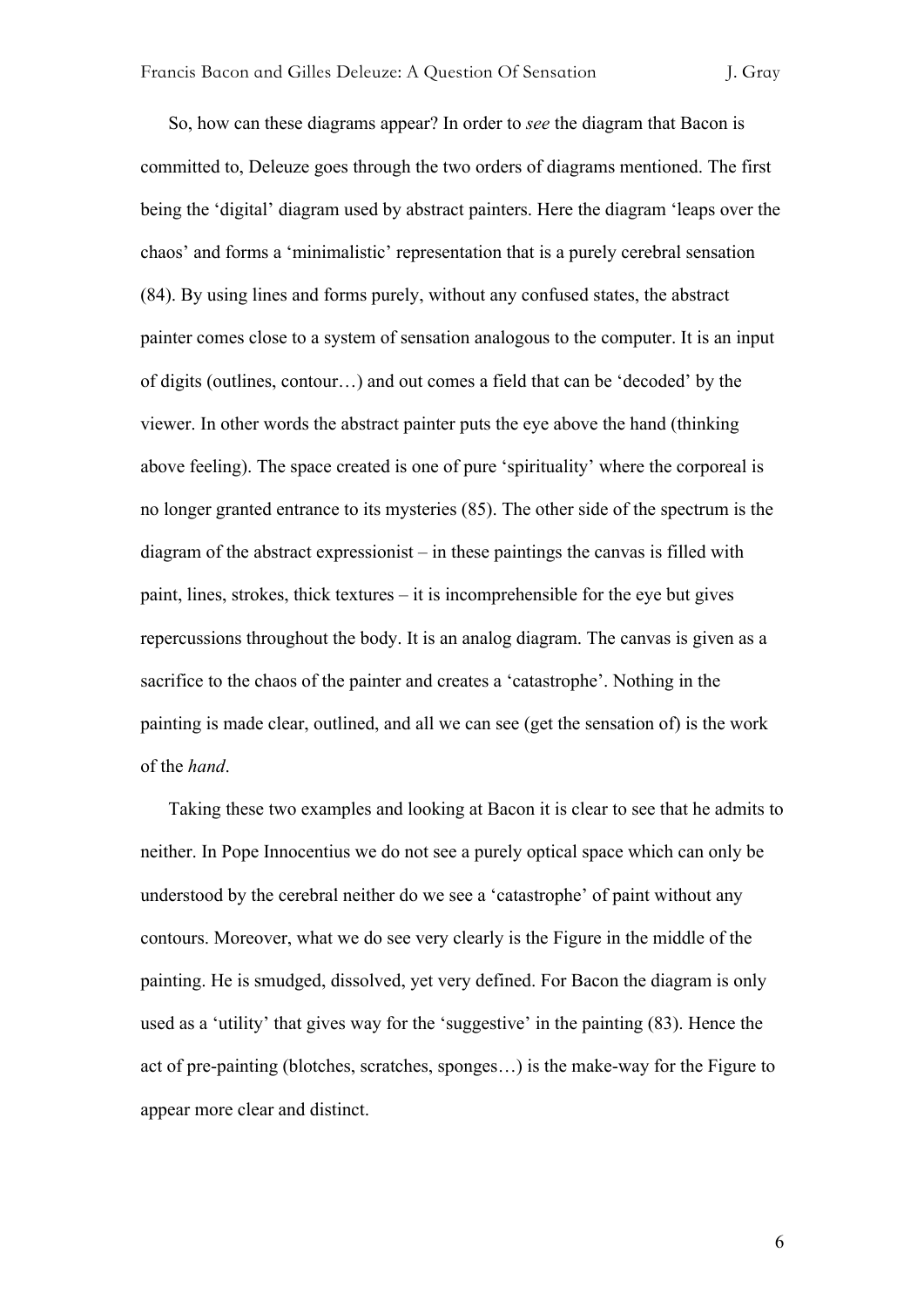So, how can these diagrams appear? In order to *see* the diagram that Bacon is committed to, Deleuze goes through the two orders of diagrams mentioned. The first being the 'digital' diagram used by abstract painters. Here the diagram 'leaps over the chaos' and forms a 'minimalistic' representation that is a purely cerebral sensation (84). By using lines and forms purely, without any confused states, the abstract painter comes close to a system of sensation analogous to the computer. It is an input of digits (outlines, contour…) and out comes a field that can be 'decoded' by the viewer. In other words the abstract painter puts the eye above the hand (thinking above feeling). The space created is one of pure 'spirituality' where the corporeal is no longer granted entrance to its mysteries (85). The other side of the spectrum is the diagram of the abstract expressionist – in these paintings the canvas is filled with paint, lines, strokes, thick textures – it is incomprehensible for the eye but gives repercussions throughout the body. It is an analog diagram. The canvas is given as a sacrifice to the chaos of the painter and creates a 'catastrophe'. Nothing in the painting is made clear, outlined, and all we can see (get the sensation of) is the work of the *hand*.

Taking these two examples and looking at Bacon it is clear to see that he admits to neither. In Pope Innocentius we do not see a purely optical space which can only be understood by the cerebral neither do we see a 'catastrophe' of paint without any contours. Moreover, what we do see very clearly is the Figure in the middle of the painting. He is smudged, dissolved, yet very defined. For Bacon the diagram is only used as a 'utility' that gives way for the 'suggestive' in the painting (83). Hence the act of pre-painting (blotches, scratches, sponges…) is the make-way for the Figure to appear more clear and distinct.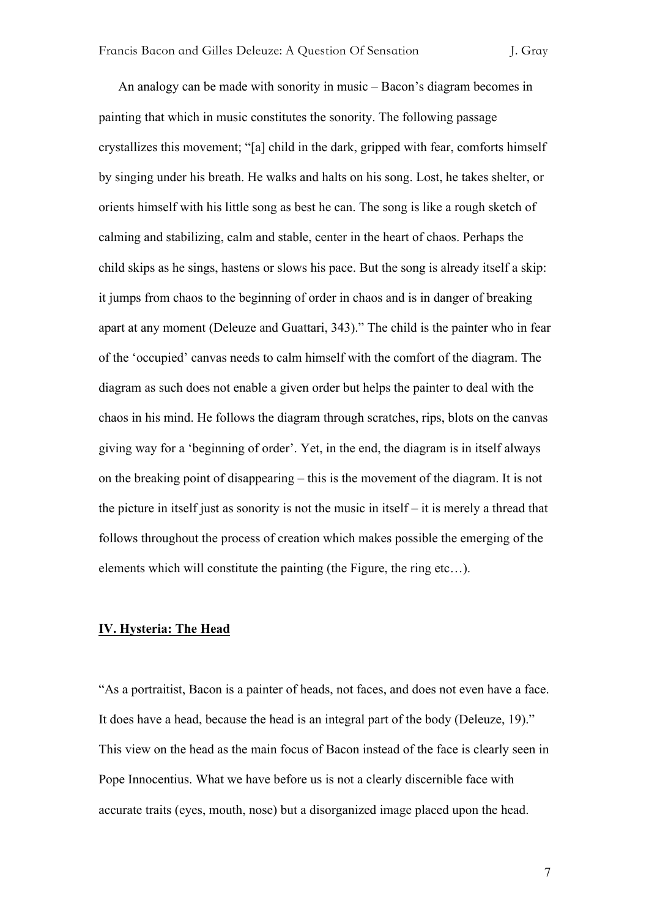An analogy can be made with sonority in music – Bacon's diagram becomes in painting that which in music constitutes the sonority. The following passage crystallizes this movement; "[a] child in the dark, gripped with fear, comforts himself by singing under his breath. He walks and halts on his song. Lost, he takes shelter, or orients himself with his little song as best he can. The song is like a rough sketch of calming and stabilizing, calm and stable, center in the heart of chaos. Perhaps the child skips as he sings, hastens or slows his pace. But the song is already itself a skip: it jumps from chaos to the beginning of order in chaos and is in danger of breaking apart at any moment (Deleuze and Guattari, 343)." The child is the painter who in fear of the 'occupied' canvas needs to calm himself with the comfort of the diagram. The diagram as such does not enable a given order but helps the painter to deal with the chaos in his mind. He follows the diagram through scratches, rips, blots on the canvas giving way for a 'beginning of order'. Yet, in the end, the diagram is in itself always on the breaking point of disappearing – this is the movement of the diagram. It is not the picture in itself just as sonority is not the music in itself – it is merely a thread that follows throughout the process of creation which makes possible the emerging of the elements which will constitute the painting (the Figure, the ring etc…).

## IV. Hysteria: The Head

"As a portraitist, Bacon is a painter of heads, not faces, and does not even have a face. It does have a head, because the head is an integral part of the body (Deleuze, 19)." This view on the head as the main focus of Bacon instead of the face is clearly seen in Pope Innocentius. What we have before us is not a clearly discernible face with accurate traits (eyes, mouth, nose) but a disorganized image placed upon the head.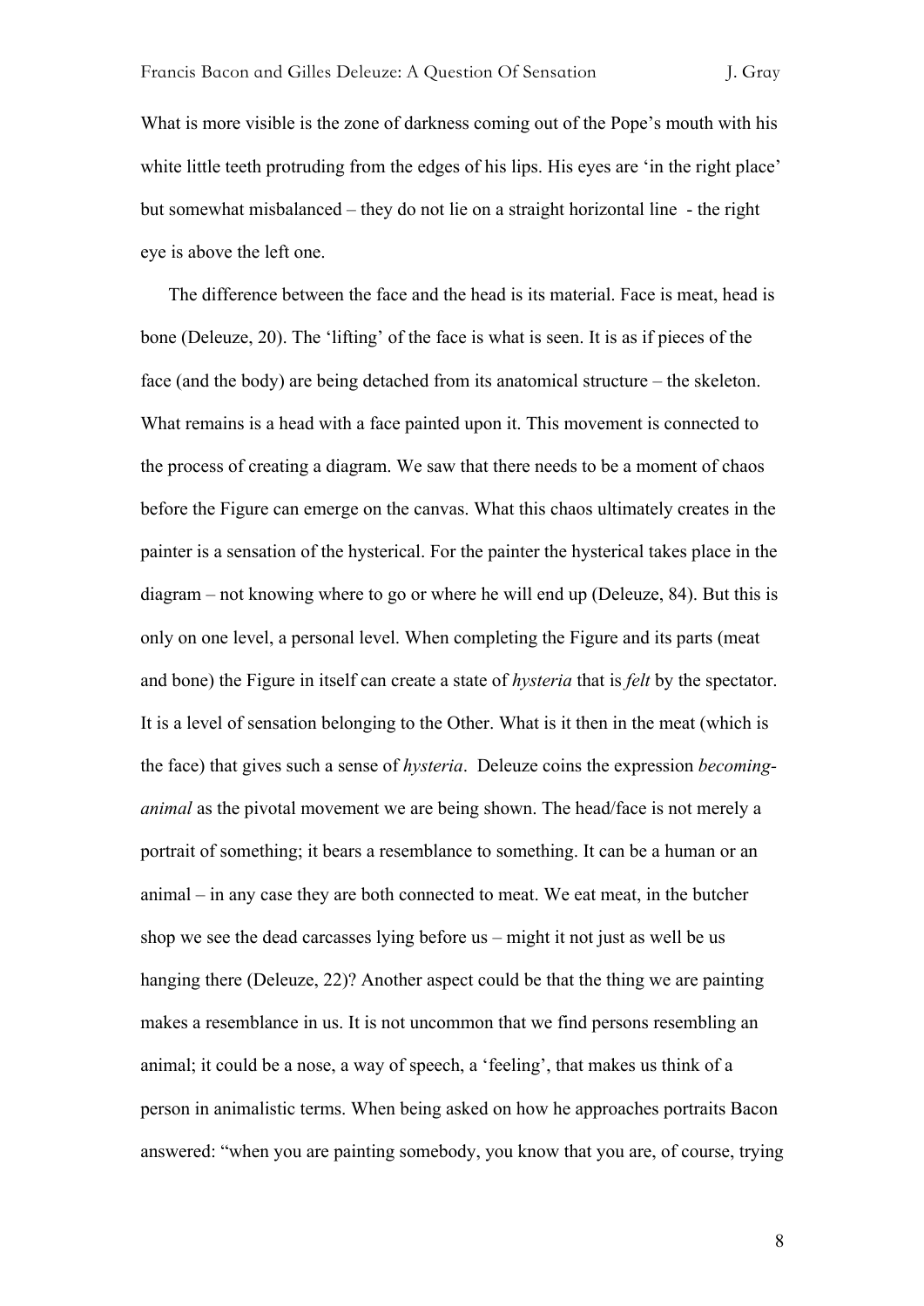What is more visible is the zone of darkness coming out of the Pope's mouth with his white little teeth protruding from the edges of his lips. His eyes are 'in the right place' but somewhat misbalanced – they do not lie on a straight horizontal line - the right eye is above the left one.

The difference between the face and the head is its material. Face is meat, head is bone (Deleuze, 20). The 'lifting' of the face is what is seen. It is as if pieces of the face (and the body) are being detached from its anatomical structure – the skeleton. What remains is a head with a face painted upon it. This movement is connected to the process of creating a diagram. We saw that there needs to be a moment of chaos before the Figure can emerge on the canvas. What this chaos ultimately creates in the painter is a sensation of the hysterical. For the painter the hysterical takes place in the diagram – not knowing where to go or where he will end up (Deleuze, 84). But this is only on one level, a personal level. When completing the Figure and its parts (meat and bone) the Figure in itself can create a state of *hysteria* that is *felt* by the spectator. It is a level of sensation belonging to the Other. What is it then in the meat (which is the face) that gives such a sense of *hysteria*. Deleuze coins the expression *becoming-animal* as the pivotal movement we are being shown. The head/face is not merely a portrait of something; it bears a resemblance to something. It can be a human or an animal – in any case they are both connected to meat. We eat meat, in the butcher shop we see the dead carcasses lying before us – might it not just as well be us hanging there (Deleuze, 22)? Another aspect could be that the thing we are painting makes a resemblance in us. It is not uncommon that we find persons resembling an animal; it could be a nose, a way of speech, a 'feeling', that makes us think of a person in animalistic terms. When being asked on how he approaches portraits Bacon answered: "when you are painting somebody, you know that you are, of course, trying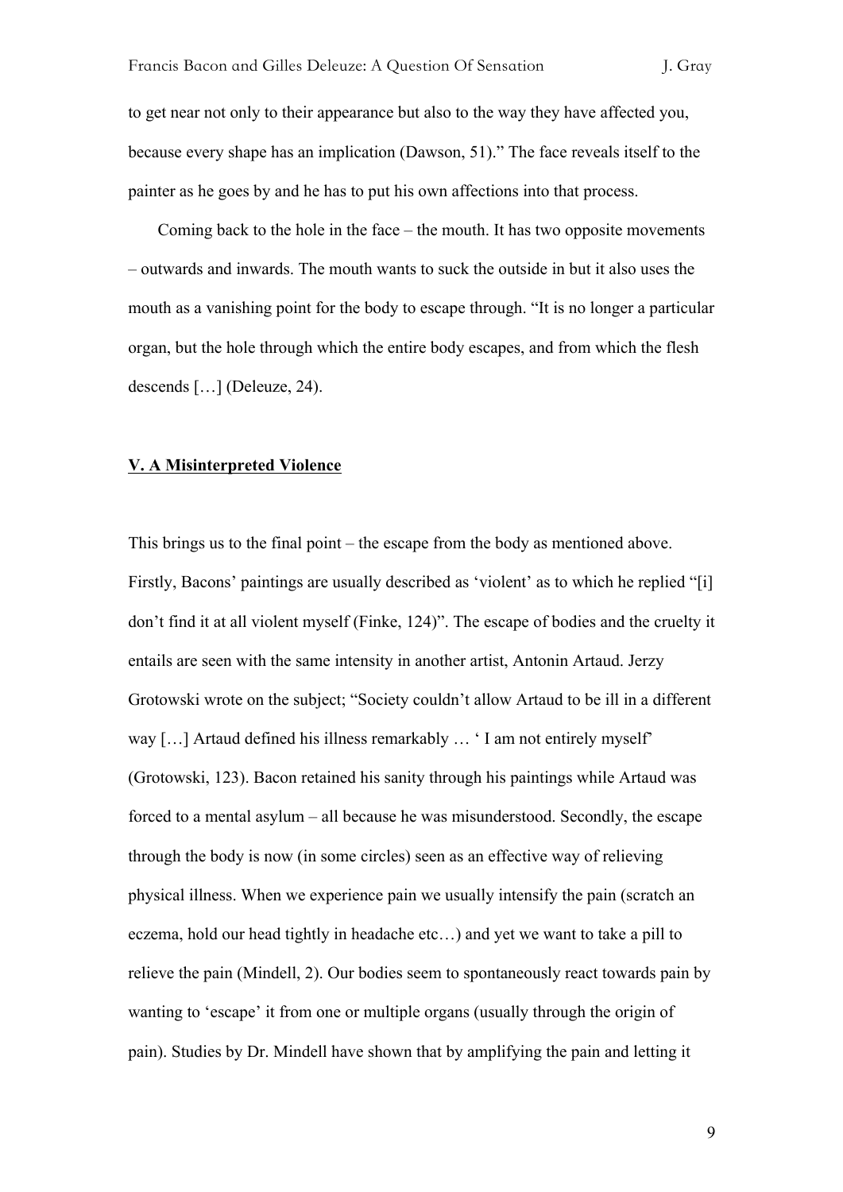to get near not only to their appearance but also to the way they have affected you, because every shape has an implication (Dawson, 51)." The face reveals itself to the painter as he goes by and he has to put his own affections into that process.

Coming back to the hole in the face – the mouth. It has two opposite movements – outwards and inwards. The mouth wants to suck the outside in but it also uses the mouth as a vanishing point for the body to escape through. "It is no longer a particular organ, but the hole through which the entire body escapes, and from which the flesh descends […] (Deleuze, 24).

## **V. A Misinterpreted Violence**

This brings us to the final point – the escape from the body as mentioned above. Firstly, Bacons' paintings are usually described as 'violent' as to which he replied "[i] don't find it at all violent myself (Finke, 124)". The escape of bodies and the cruelty it entails are seen with the same intensity in another artist, Antonin Artaud. Jerzy Grotowski wrote on the subject; "Society couldn't allow Artaud to be ill in a different way […] Artaud defined his illness remarkably … ' I am not entirely myself' (Grotowski, 123). Bacon retained his sanity through his paintings while Artaud was forced to a mental asylum – all because he was misunderstood. Secondly, the escape through the body is now (in some circles) seen as an effective way of relieving physical illness. When we experience pain we usually intensify the pain (scratch an eczema, hold our head tightly in headache etc…) and yet we want to take a pill to relieve the pain (Mindell, 2). Our bodies seem to spontaneously react towards pain by wanting to 'escape' it from one or multiple organs (usually through the origin of pain). Studies by Dr. Mindell have shown that by amplifying the pain and letting it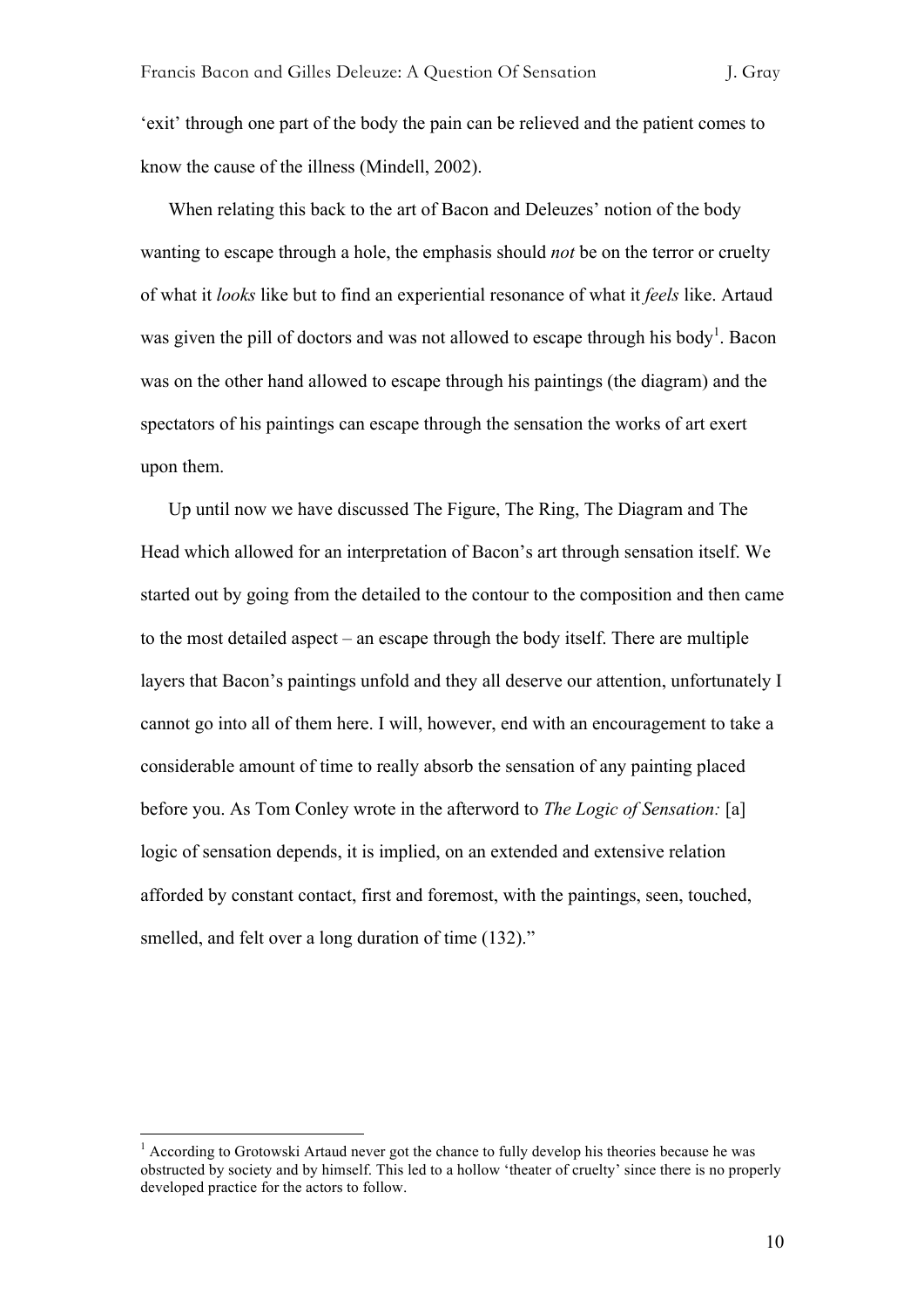'exit' through one part of the body the pain can be relieved and the patient comes to know the cause of the illness (Mindell, 2002).

When relating this back to the art of Bacon and Deleuzes' notion of the body wanting to escape through a hole, the emphasis should *not* be on the terror or cruelty of what it *looks* like but to find an experiential resonance of what it *feels* like. Artaud was given the pill of doctors and was not allowed to escape through his body[1]. Bacon was on the other hand allowed to escape through his paintings (the diagram) and the spectators of his paintings can escape through the sensation the works of art exert upon them.

Up until now we have discussed The Figure, The Ring, The Diagram and The Head which allowed for an interpretation of Bacon's art through sensation itself. We started out by going from the detailed to the contour to the composition and then came to the most detailed aspect – an escape through the body itself. There are multiple layers that Bacon's paintings unfold and they all deserve our attention, unfortunately I cannot go into all of them here. I will, however, end with an encouragement to take a considerable amount of time to really absorb the sensation of any painting placed before you. As Tom Conley wrote in the afterword to *The Logic of Sensation:* [a] logic of sensation depends, it is implied, on an extended and extensive relation afforded by constant contact, first and foremost, with the paintings, seen, touched, smelled, and felt over a long duration of time (132)."

---

[1] According to Grotowski Artaud never got the chance to fully develop his theories because he was obstructed by society and by himself. This led to a hollow 'theater of cruelty' since there is no properly developed practice for the actors to follow.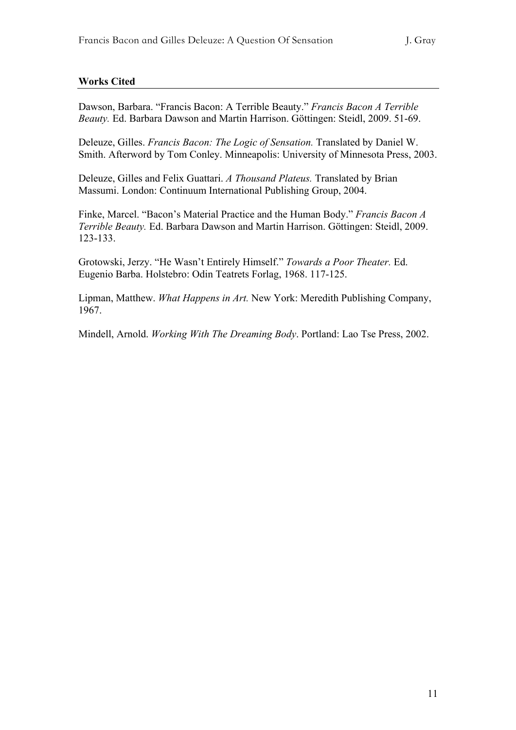**Works Cited**

Dawson, Barbara. “Francis Bacon: A Terrible Beauty.” *Francis Bacon A Terrible Beauty.* Ed. Barbara Dawson and Martin Harrison. Göttingen: Steidl, 2009. 51-69.

Deleuze, Gilles. *Francis Bacon: The Logic of Sensation.* Translated by Daniel W. Smith. Afterword by Tom Conley. Minneapolis: University of Minnesota Press, 2003.

Deleuze, Gilles and Felix Guattari. *A Thousand Plateus.* Translated by Brian Massumi. London: Continuum International Publishing Group, 2004.

Finke, Marcel. “Bacon’s Material Practice and the Human Body.” *Francis Bacon A Terrible Beauty.* Ed. Barbara Dawson and Martin Harrison. Göttingen: Steidl, 2009. 123-133.

Grotowski, Jerzy. “He Wasn’t Entirely Himself.” *Towards a Poor Theater.* Ed. Eugenio Barba. Holstebro: Odin Teatrets Forlag, 1968. 117-125.

Lipman, Matthew. *What Happens in Art.* New York: Meredith Publishing Company, 1967.

Mindell, Arnold. *Working With The Dreaming Body*. Portland: Lao Tse Press, 2002.